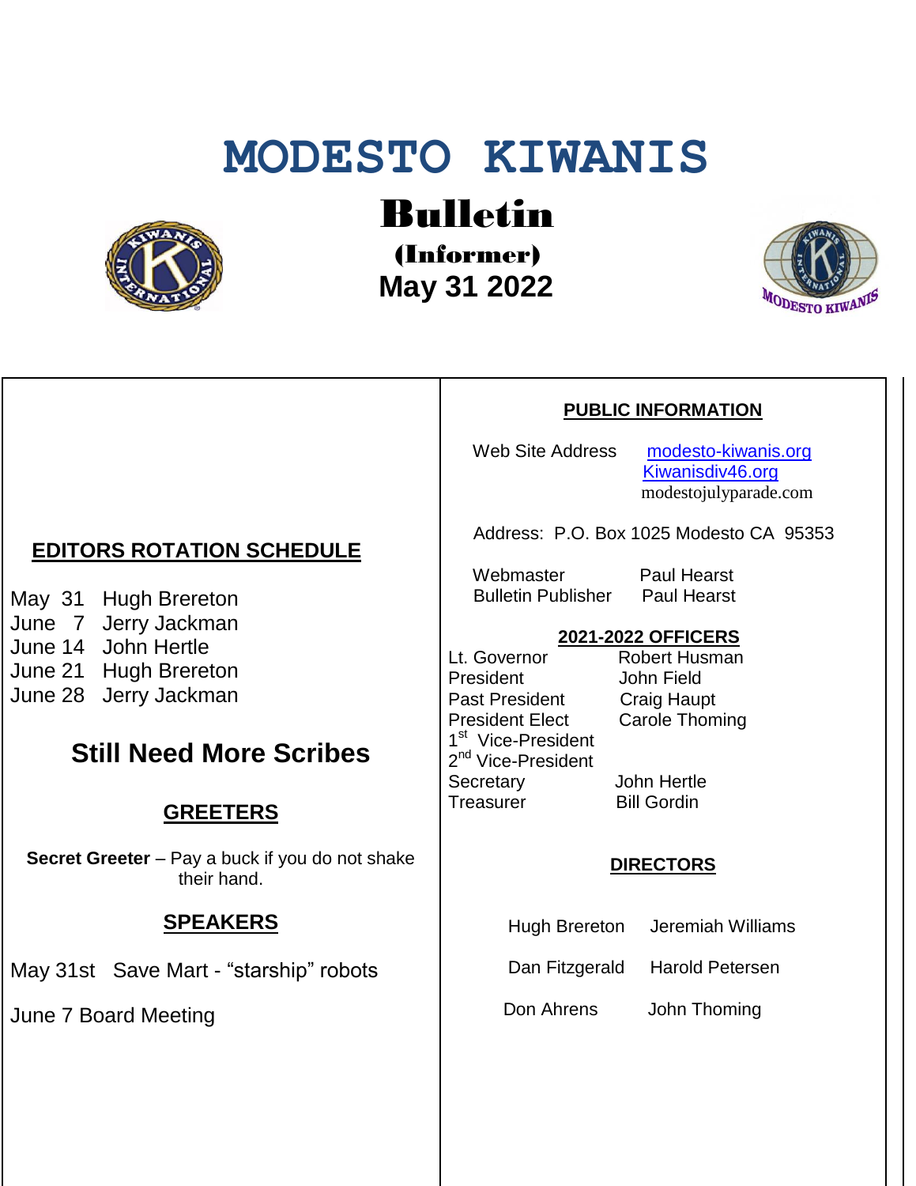# MODESTO KIWANIS

## Bulletin

### (Informer)

### May 31 2022

## EDITORS ROTATION SCHEDULE

May 31 Hugh Brereton
June 7 Jerry Jackman
June 14 John Hertle
June 21 Hugh Brereton
June 28 Jerry Jackman

## Still Need More Scribes

## GREETERS

**Secret Greeter** – Pay a buck if you do not shake their hand.

## SPEAKERS

May 31st Save Mart - "starship" robots

June 7 Board Meeting

## PUBLIC INFORMATION

Web Site Address modesto-kiwanis.org
Kiwanisdiv46.org
modestojulyparade.com

Address: P.O. Box 1025 Modesto CA 95353

Webmaster Paul Hearst
Bulletin Publisher Paul Hearst

## 2021-2022 OFFICERS

| | |
|---|---|
| Lt. Governor | Robert Husman |
| President | John Field |
| Past President | Craig Haupt |
| President Elect | Carole Thoming |
| 1st Vice-President | |
| 2nd Vice-President | |
| Secretary | John Hertle |
| Treasurer | Bill Gordin |

## DIRECTORS

| | |
|---|---|
| Hugh Brereton | Jeremiah Williams |
| Dan Fitzgerald | Harold Petersen |
| Don Ahrens | John Thoming |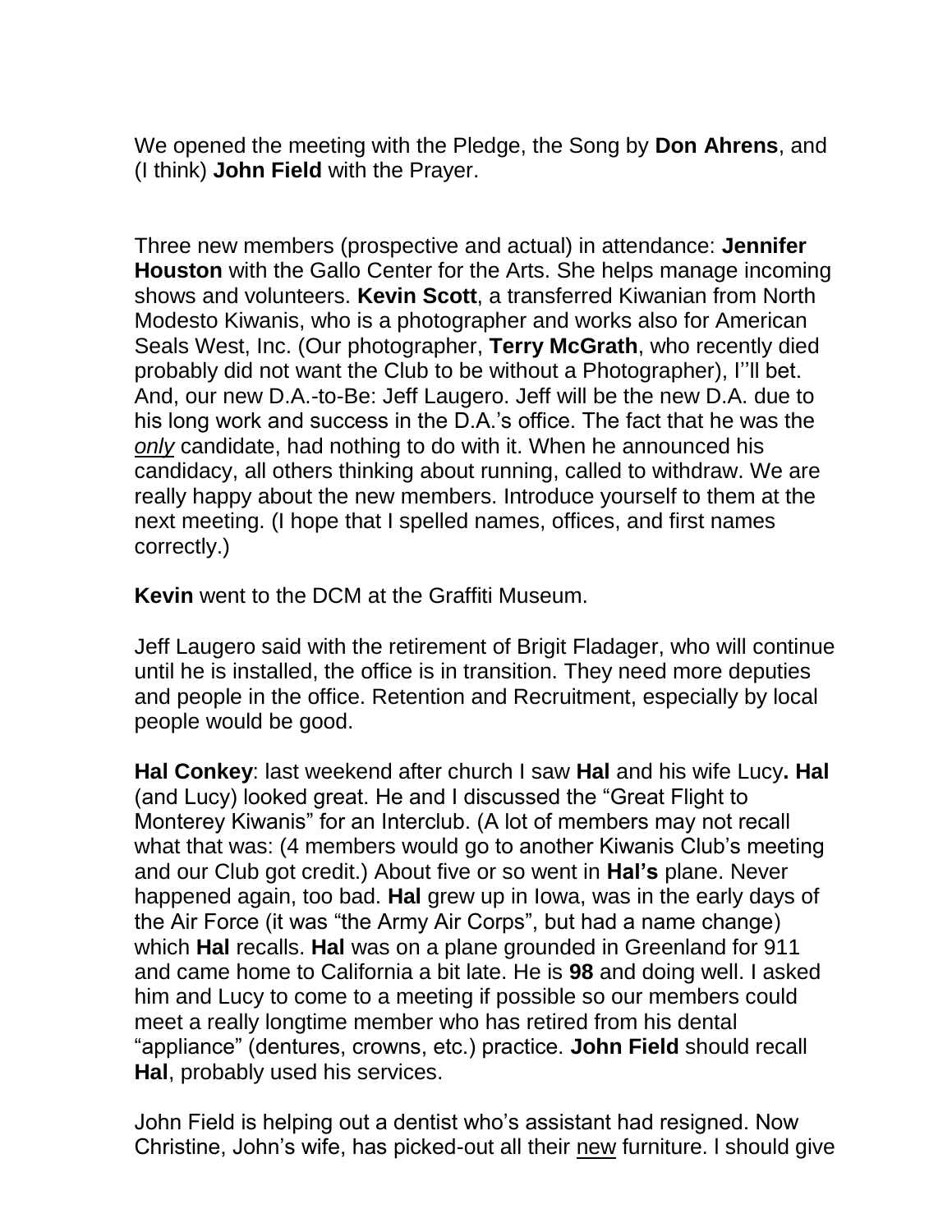We opened the meeting with the Pledge, the Song by **Don Ahrens**, and (I think) **John Field** with the Prayer.

Three new members (prospective and actual) in attendance: **Jennifer Houston** with the Gallo Center for the Arts. She helps manage incoming shows and volunteers. **Kevin Scott**, a transferred Kiwanian from North Modesto Kiwanis, who is a photographer and works also for American Seals West, Inc. (Our photographer, **Terry McGrath**, who recently died probably did not want the Club to be without a Photographer), I''ll bet. And, our new D.A.-to-Be: Jeff Laugero. Jeff will be the new D.A. due to his long work and success in the D.A.'s office. The fact that he was the *only* candidate, had nothing to do with it. When he announced his candidacy, all others thinking about running, called to withdraw. We are really happy about the new members. Introduce yourself to them at the next meeting. (I hope that I spelled names, offices, and first names correctly.)

**Kevin** went to the DCM at the Graffiti Museum.

Jeff Laugero said with the retirement of Brigit Fladager, who will continue until he is installed, the office is in transition. They need more deputies and people in the office. Retention and Recruitment, especially by local people would be good.

**Hal Conkey**: last weekend after church I saw **Hal** and his wife Lucy**. Hal** (and Lucy) looked great. He and I discussed the "Great Flight to Monterey Kiwanis" for an Interclub. (A lot of members may not recall what that was: (4 members would go to another Kiwanis Club's meeting and our Club got credit.) About five or so went in **Hal's** plane. Never happened again, too bad. **Hal** grew up in Iowa, was in the early days of the Air Force (it was "the Army Air Corps", but had a name change) which **Hal** recalls. **Hal** was on a plane grounded in Greenland for 911 and came home to California a bit late. He is **98** and doing well. I asked him and Lucy to come to a meeting if possible so our members could meet a really longtime member who has retired from his dental "appliance" (dentures, crowns, etc.) practice. **John Field** should recall **Hal**, probably used his services.

John Field is helping out a dentist who's assistant had resigned. Now Christine, John's wife, has picked-out all their <u>new</u> furniture. I should give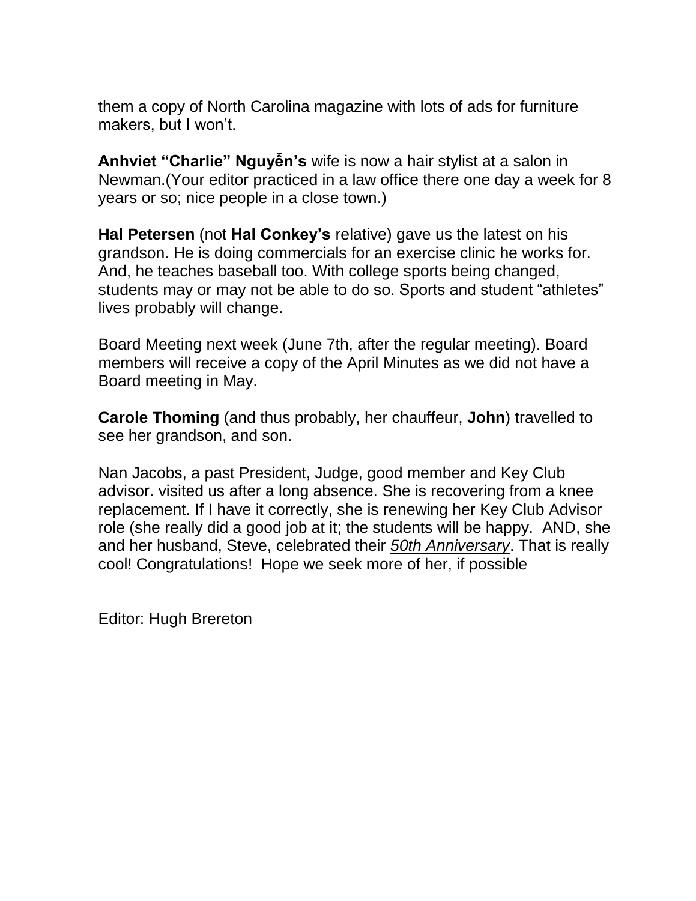them a copy of North Carolina magazine with lots of ads for furniture makers, but I won't.

**Anhviet "Charlie" Nguyễn's** wife is now a hair stylist at a salon in Newman.(Your editor practiced in a law office there one day a week for 8 years or so; nice people in a close town.)

**Hal Petersen** (not **Hal Conkey's** relative) gave us the latest on his grandson. He is doing commercials for an exercise clinic he works for. And, he teaches baseball too. With college sports being changed, students may or may not be able to do so. Sports and student "athletes" lives probably will change.

Board Meeting next week (June 7th, after the regular meeting). Board members will receive a copy of the April Minutes as we did not have a Board meeting in May.

**Carole Thoming** (and thus probably, her chauffeur, **John**) travelled to see her grandson, and son.

Nan Jacobs, a past President, Judge, good member and Key Club advisor. visited us after a long absence. She is recovering from a knee replacement. If I have it correctly, she is renewing her Key Club Advisor role (she really did a good job at it; the students will be happy. AND, she and her husband, Steve, celebrated their ***<u>50th Anniversary</u>***. That is really cool! Congratulations! Hope we seek more of her, if possible

Editor: Hugh Brereton